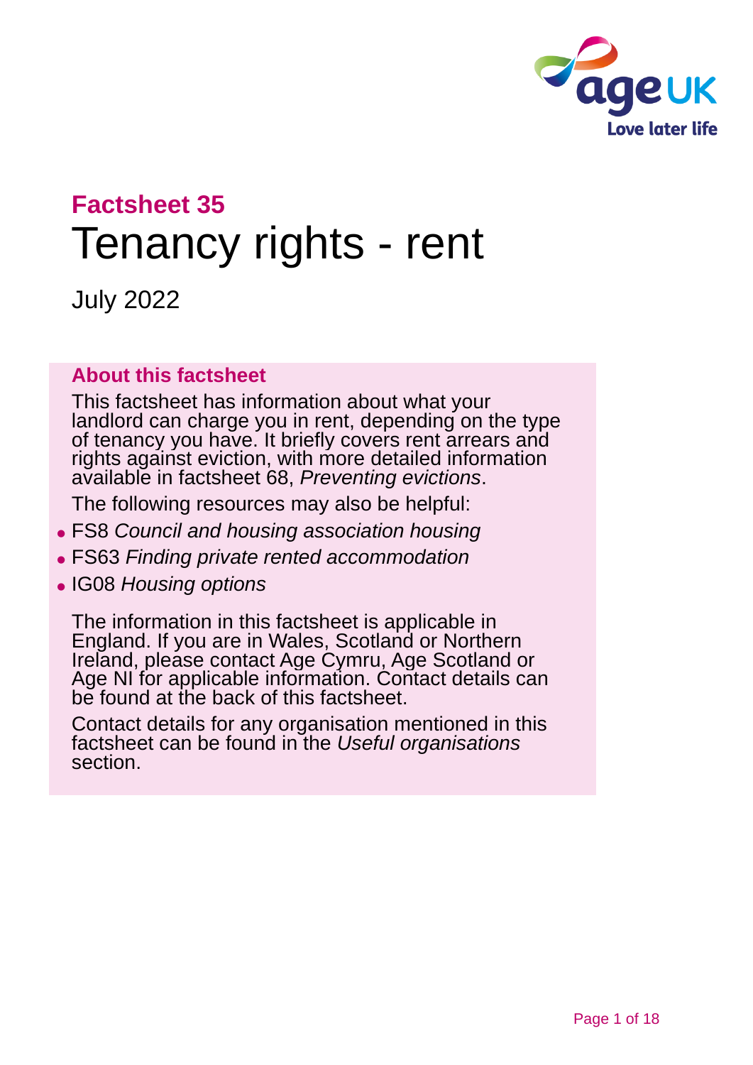**Factsheet 35**

# Tenancy rights - rent

July 2022

## About this factsheet

This factsheet has information about what your landlord can charge you in rent, depending on the type of tenancy you have. It briefly covers rent arrears and rights against eviction, with more detailed information available in factsheet 68, *Preventing evictions*.

The following resources may also be helpful:

- FS8 *Council and housing association housing*
- FS63 *Finding private rented accommodation*
- IG08 *Housing options*

The information in this factsheet is applicable in England. If you are in Wales, Scotland or Northern Ireland, please contact Age Cymru, Age Scotland or Age NI for applicable information. Contact details can be found at the back of this factsheet.

Contact details for any organisation mentioned in this factsheet can be found in the *Useful organisations* section.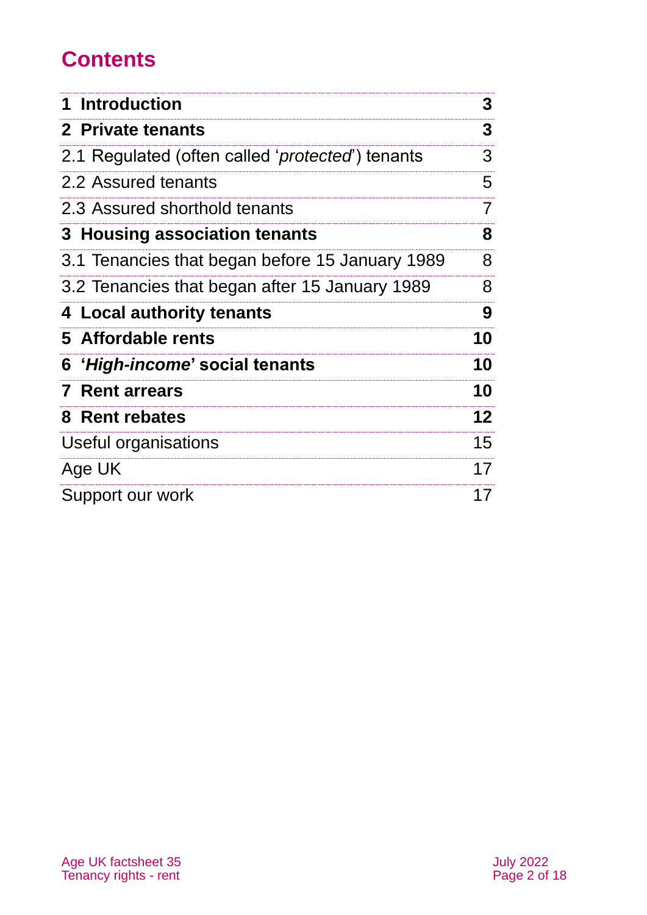# Contents

| | |
|---|---|
| **1 Introduction** | **3** |
| **2 Private tenants** | **3** |
| 2.1 Regulated (often called '*protected*') tenants | 3 |
| 2.2 Assured tenants | 5 |
| 2.3 Assured shorthold tenants | 7 |
| **3 Housing association tenants** | **8** |
| 3.1 Tenancies that began before 15 January 1989 | 8 |
| 3.2 Tenancies that began after 15 January 1989 | 8 |
| **4 Local authority tenants** | **9** |
| **5 Affordable rents** | **10** |
| **6 '*High-income*' social tenants** | **10** |
| **7 Rent arrears** | **10** |
| **8 Rent rebates** | **12** |
| Useful organisations | 15 |
| Age UK | 17 |
| Support our work | 17 |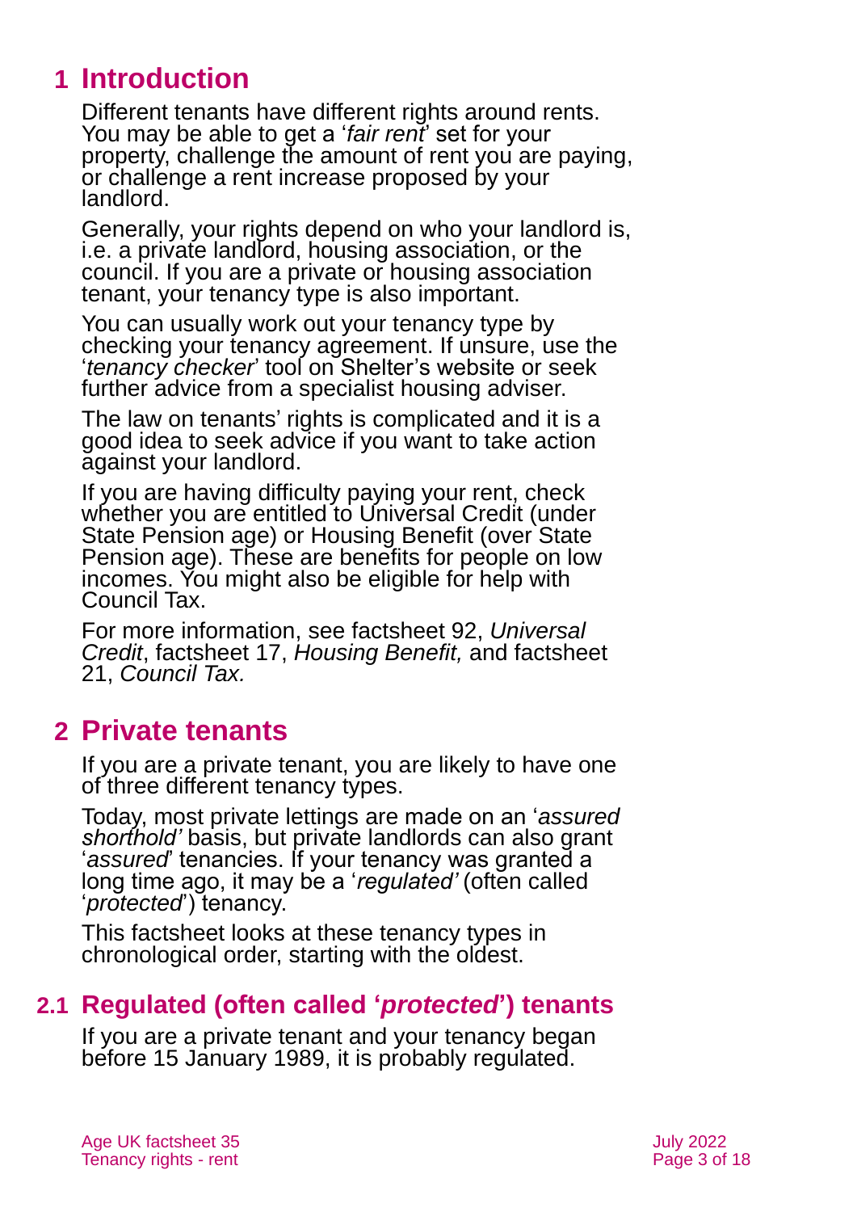# 1 Introduction

Different tenants have different rights around rents. You may be able to get a '*fair rent*' set for your property, challenge the amount of rent you are paying, or challenge a rent increase proposed by your landlord.

Generally, your rights depend on who your landlord is, i.e. a private landlord, housing association, or the council. If you are a private or housing association tenant, your tenancy type is also important.

You can usually work out your tenancy type by checking your tenancy agreement. If unsure, use the '*tenancy checker*' tool on Shelter's website or seek further advice from a specialist housing adviser.

The law on tenants' rights is complicated and it is a good idea to seek advice if you want to take action against your landlord.

If you are having difficulty paying your rent, check whether you are entitled to Universal Credit (under State Pension age) or Housing Benefit (over State Pension age). These are benefits for people on low incomes. You might also be eligible for help with Council Tax.

For more information, see factsheet 92, *Universal Credit*, factsheet 17, *Housing Benefit,* and factsheet 21, *Council Tax.*

# 2 Private tenants

If you are a private tenant, you are likely to have one of three different tenancy types.

Today, most private lettings are made on an '*assured shorthold'* basis, but private landlords can also grant '*assured*' tenancies. If your tenancy was granted a long time ago, it may be a '*regulated'* (often called '*protected*') tenancy.

This factsheet looks at these tenancy types in chronological order, starting with the oldest.

## 2.1 Regulated (often called '*protected*') tenants

If you are a private tenant and your tenancy began before 15 January 1989, it is probably regulated.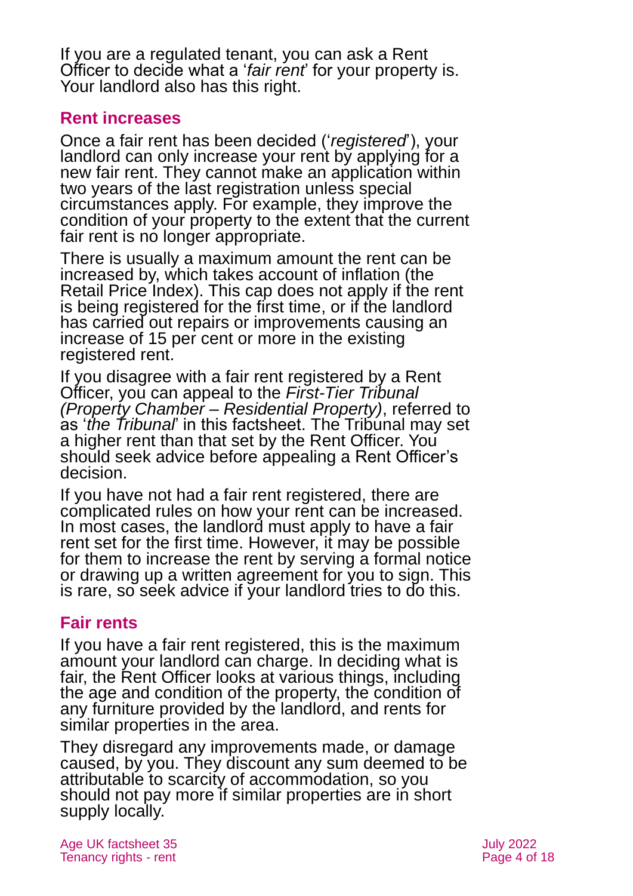If you are a regulated tenant, you can ask a Rent Officer to decide what a '*fair rent*' for your property is. Your landlord also has this right.

## Rent increases

Once a fair rent has been decided ('*registered*'), your landlord can only increase your rent by applying for a new fair rent. They cannot make an application within two years of the last registration unless special circumstances apply. For example, they improve the condition of your property to the extent that the current fair rent is no longer appropriate.

There is usually a maximum amount the rent can be increased by, which takes account of inflation (the Retail Price Index). This cap does not apply if the rent is being registered for the first time, or if the landlord has carried out repairs or improvements causing an increase of 15 per cent or more in the existing registered rent.

If you disagree with a fair rent registered by a Rent Officer, you can appeal to the *First-Tier Tribunal (Property Chamber – Residential Property)*, referred to as '*the Tribunal*' in this factsheet. The Tribunal may set a higher rent than that set by the Rent Officer. You should seek advice before appealing a Rent Officer's decision.

If you have not had a fair rent registered, there are complicated rules on how your rent can be increased. In most cases, the landlord must apply to have a fair rent set for the first time. However, it may be possible for them to increase the rent by serving a formal notice or drawing up a written agreement for you to sign. This is rare, so seek advice if your landlord tries to do this.

## Fair rents

If you have a fair rent registered, this is the maximum amount your landlord can charge. In deciding what is fair, the Rent Officer looks at various things, including the age and condition of the property, the condition of any furniture provided by the landlord, and rents for similar properties in the area.

They disregard any improvements made, or damage caused, by you. They discount any sum deemed to be attributable to scarcity of accommodation, so you should not pay more if similar properties are in short supply locally.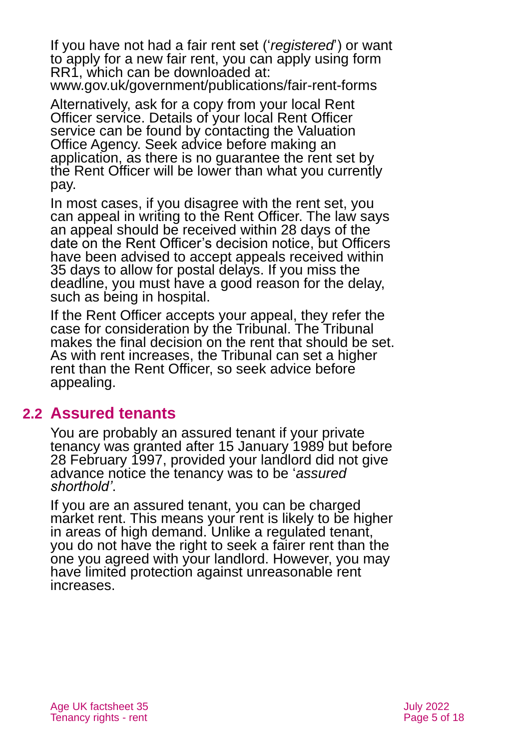If you have not had a fair rent set ('*registered*') or want to apply for a new fair rent, you can apply using form RR1, which can be downloaded at: www.gov.uk/government/publications/fair-rent-forms

Alternatively, ask for a copy from your local Rent Officer service. Details of your local Rent Officer service can be found by contacting the Valuation Office Agency. Seek advice before making an application, as there is no guarantee the rent set by the Rent Officer will be lower than what you currently pay.

In most cases, if you disagree with the rent set, you can appeal in writing to the Rent Officer. The law says an appeal should be received within 28 days of the date on the Rent Officer's decision notice, but Officers have been advised to accept appeals received within 35 days to allow for postal delays. If you miss the deadline, you must have a good reason for the delay, such as being in hospital.

If the Rent Officer accepts your appeal, they refer the case for consideration by the Tribunal. The Tribunal makes the final decision on the rent that should be set. As with rent increases, the Tribunal can set a higher rent than the Rent Officer, so seek advice before appealing.

## 2.2 Assured tenants

You are probably an assured tenant if your private tenancy was granted after 15 January 1989 but before 28 February 1997, provided your landlord did not give advance notice the tenancy was to be '*assured shorthold'*.

If you are an assured tenant, you can be charged market rent. This means your rent is likely to be higher in areas of high demand. Unlike a regulated tenant, you do not have the right to seek a fairer rent than the one you agreed with your landlord. However, you may have limited protection against unreasonable rent increases.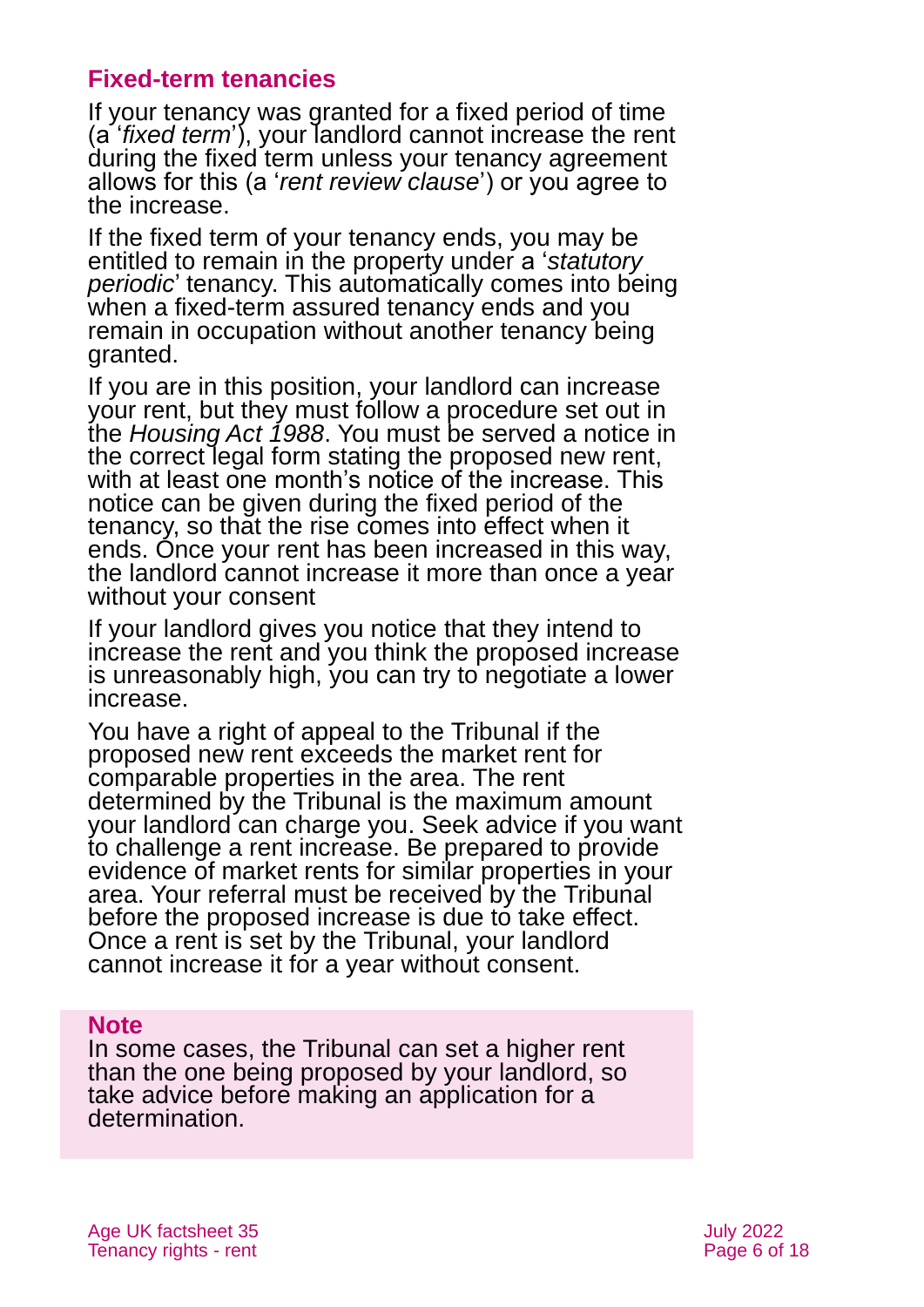### Fixed-term tenancies

If your tenancy was granted for a fixed period of time (a '*fixed term*'), your landlord cannot increase the rent during the fixed term unless your tenancy agreement allows for this (a '*rent review clause*') or you agree to the increase.

If the fixed term of your tenancy ends, you may be entitled to remain in the property under a '*statutory periodic*' tenancy. This automatically comes into being when a fixed-term assured tenancy ends and you remain in occupation without another tenancy being granted.

If you are in this position, your landlord can increase your rent, but they must follow a procedure set out in the *Housing Act 1988*. You must be served a notice in the correct legal form stating the proposed new rent, with at least one month's notice of the increase. This notice can be given during the fixed period of the tenancy, so that the rise comes into effect when it ends. Once your rent has been increased in this way, the landlord cannot increase it more than once a year without your consent

If your landlord gives you notice that they intend to increase the rent and you think the proposed increase is unreasonably high, you can try to negotiate a lower increase.

You have a right of appeal to the Tribunal if the proposed new rent exceeds the market rent for comparable properties in the area. The rent determined by the Tribunal is the maximum amount your landlord can charge you. Seek advice if you want to challenge a rent increase. Be prepared to provide evidence of market rents for similar properties in your area. Your referral must be received by the Tribunal before the proposed increase is due to take effect. Once a rent is set by the Tribunal, your landlord cannot increase it for a year without consent.

**Note**

In some cases, the Tribunal can set a higher rent than the one being proposed by your landlord, so take advice before making an application for a determination.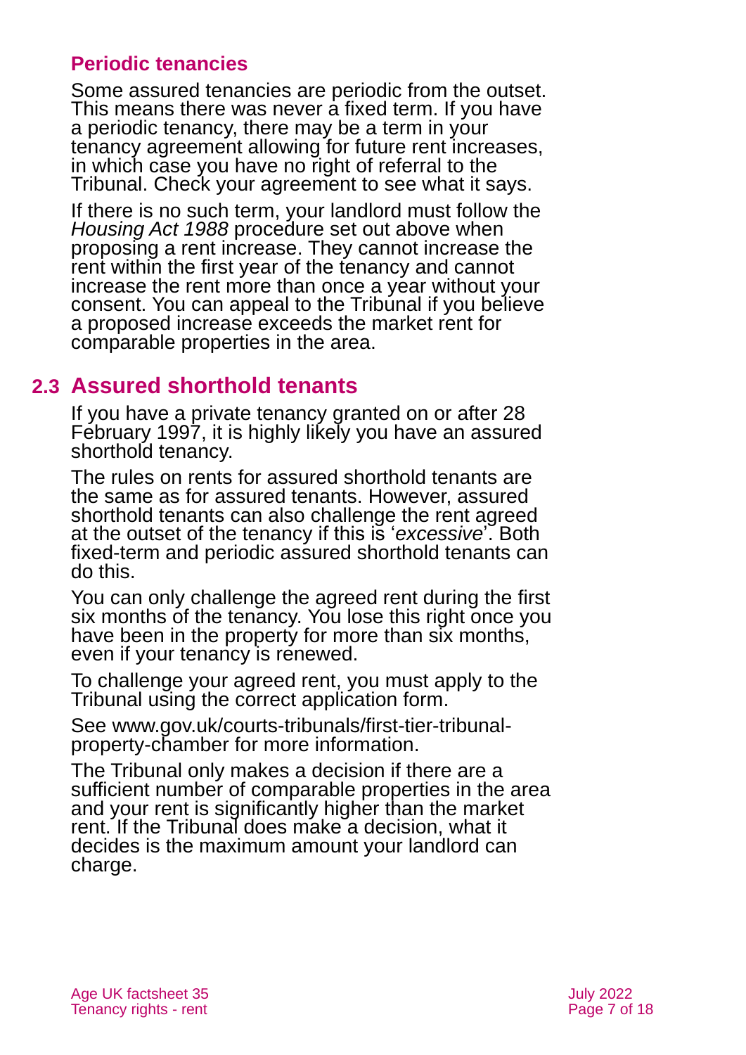### Periodic tenancies

Some assured tenancies are periodic from the outset. This means there was never a fixed term. If you have a periodic tenancy, there may be a term in your tenancy agreement allowing for future rent increases, in which case you have no right of referral to the Tribunal. Check your agreement to see what it says.

If there is no such term, your landlord must follow the *Housing Act 1988* procedure set out above when proposing a rent increase. They cannot increase the rent within the first year of the tenancy and cannot increase the rent more than once a year without your consent. You can appeal to the Tribunal if you believe a proposed increase exceeds the market rent for comparable properties in the area.

## 2.3 Assured shorthold tenants

If you have a private tenancy granted on or after 28 February 1997, it is highly likely you have an assured shorthold tenancy.

The rules on rents for assured shorthold tenants are the same as for assured tenants. However, assured shorthold tenants can also challenge the rent agreed at the outset of the tenancy if this is '*excessive*'. Both fixed-term and periodic assured shorthold tenants can do this.

You can only challenge the agreed rent during the first six months of the tenancy. You lose this right once you have been in the property for more than six months, even if your tenancy is renewed.

To challenge your agreed rent, you must apply to the Tribunal using the correct application form.

See www.gov.uk/courts-tribunals/first-tier-tribunal-property-chamber for more information.

The Tribunal only makes a decision if there are a sufficient number of comparable properties in the area and your rent is significantly higher than the market rent. If the Tribunal does make a decision, what it decides is the maximum amount your landlord can charge.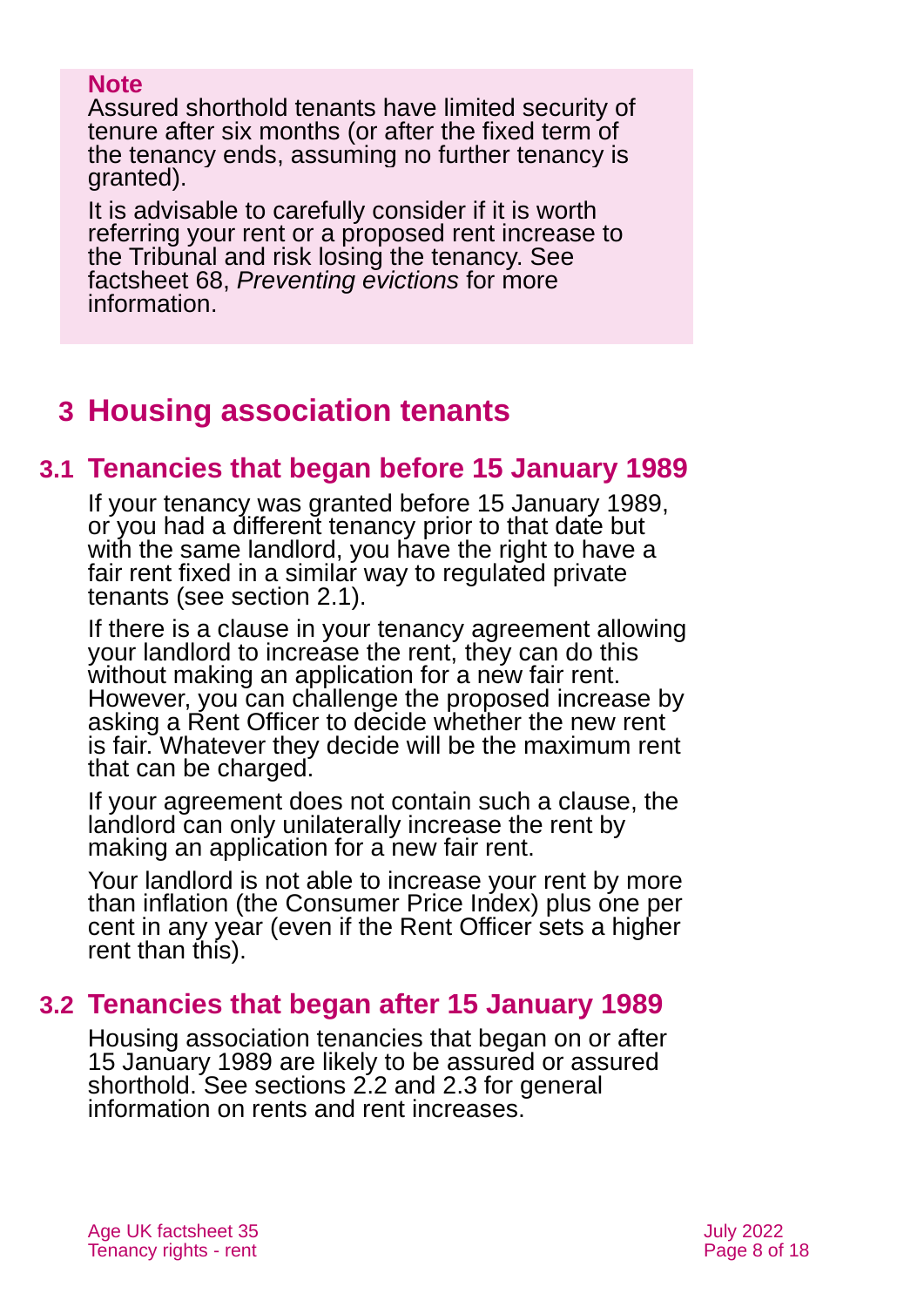**Note**

Assured shorthold tenants have limited security of tenure after six months (or after the fixed term of the tenancy ends, assuming no further tenancy is granted).

It is advisable to carefully consider if it is worth referring your rent or a proposed rent increase to the Tribunal and risk losing the tenancy. See factsheet 68, *Preventing evictions* for more information.

# 3 Housing association tenants

## 3.1 Tenancies that began before 15 January 1989

If your tenancy was granted before 15 January 1989, or you had a different tenancy prior to that date but with the same landlord, you have the right to have a fair rent fixed in a similar way to regulated private tenants (see section 2.1).

If there is a clause in your tenancy agreement allowing your landlord to increase the rent, they can do this without making an application for a new fair rent. However, you can challenge the proposed increase by asking a Rent Officer to decide whether the new rent is fair. Whatever they decide will be the maximum rent that can be charged.

If your agreement does not contain such a clause, the landlord can only unilaterally increase the rent by making an application for a new fair rent.

Your landlord is not able to increase your rent by more than inflation (the Consumer Price Index) plus one per cent in any year (even if the Rent Officer sets a higher rent than this).

## 3.2 Tenancies that began after 15 January 1989

Housing association tenancies that began on or after 15 January 1989 are likely to be assured or assured shorthold. See sections 2.2 and 2.3 for general information on rents and rent increases.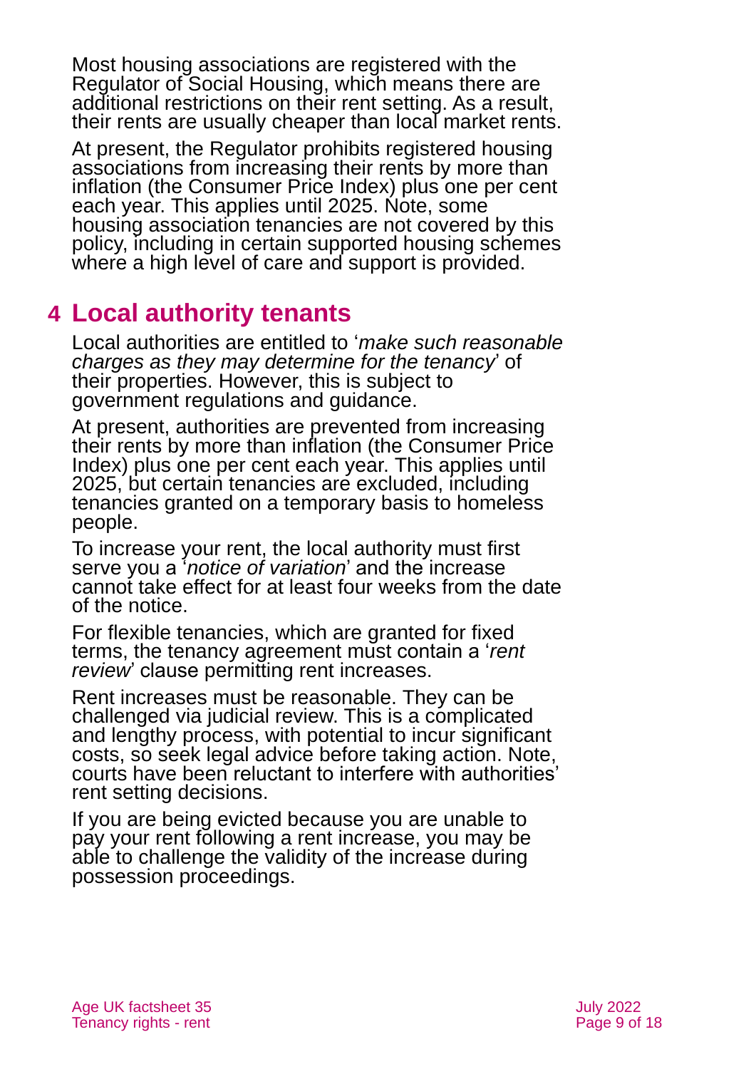Most housing associations are registered with the Regulator of Social Housing, which means there are additional restrictions on their rent setting. As a result, their rents are usually cheaper than local market rents.

At present, the Regulator prohibits registered housing associations from increasing their rents by more than inflation (the Consumer Price Index) plus one per cent each year. This applies until 2025. Note, some housing association tenancies are not covered by this policy, including in certain supported housing schemes where a high level of care and support is provided.

## 4 Local authority tenants

Local authorities are entitled to '*make such reasonable charges as they may determine for the tenancy*' of their properties. However, this is subject to government regulations and guidance.

At present, authorities are prevented from increasing their rents by more than inflation (the Consumer Price Index) plus one per cent each year. This applies until 2025, but certain tenancies are excluded, including tenancies granted on a temporary basis to homeless people.

To increase your rent, the local authority must first serve you a '*notice of variation*' and the increase cannot take effect for at least four weeks from the date of the notice.

For flexible tenancies, which are granted for fixed terms, the tenancy agreement must contain a '*rent review*' clause permitting rent increases.

Rent increases must be reasonable. They can be challenged via judicial review. This is a complicated and lengthy process, with potential to incur significant costs, so seek legal advice before taking action. Note, courts have been reluctant to interfere with authorities' rent setting decisions.

If you are being evicted because you are unable to pay your rent following a rent increase, you may be able to challenge the validity of the increase during possession proceedings.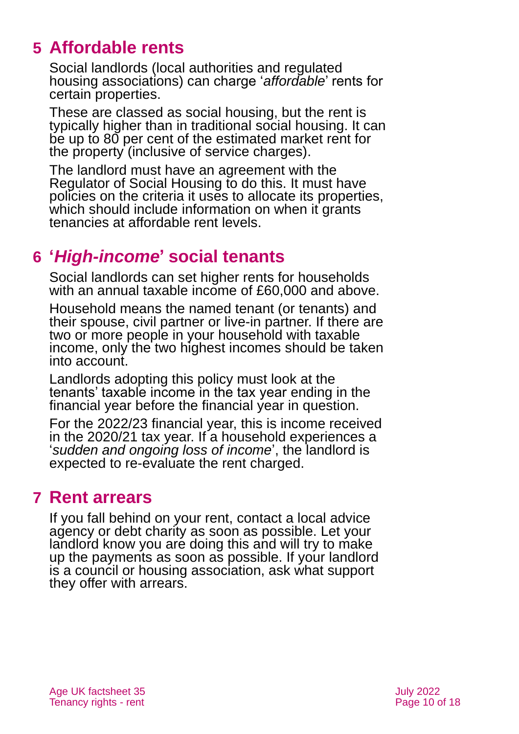## 5 Affordable rents

Social landlords (local authorities and regulated housing associations) can charge '*affordable*' rents for certain properties.

These are classed as social housing, but the rent is typically higher than in traditional social housing. It can be up to 80 per cent of the estimated market rent for the property (inclusive of service charges).

The landlord must have an agreement with the Regulator of Social Housing to do this. It must have policies on the criteria it uses to allocate its properties, which should include information on when it grants tenancies at affordable rent levels.

## 6 '*High-income*' social tenants

Social landlords can set higher rents for households with an annual taxable income of £60,000 and above.

Household means the named tenant (or tenants) and their spouse, civil partner or live-in partner. If there are two or more people in your household with taxable income, only the two highest incomes should be taken into account.

Landlords adopting this policy must look at the tenants' taxable income in the tax year ending in the financial year before the financial year in question.

For the 2022/23 financial year, this is income received in the 2020/21 tax year. If a household experiences a '*sudden and ongoing loss of income*', the landlord is expected to re-evaluate the rent charged.

## 7 Rent arrears

If you fall behind on your rent, contact a local advice agency or debt charity as soon as possible. Let your landlord know you are doing this and will try to make up the payments as soon as possible. If your landlord is a council or housing association, ask what support they offer with arrears.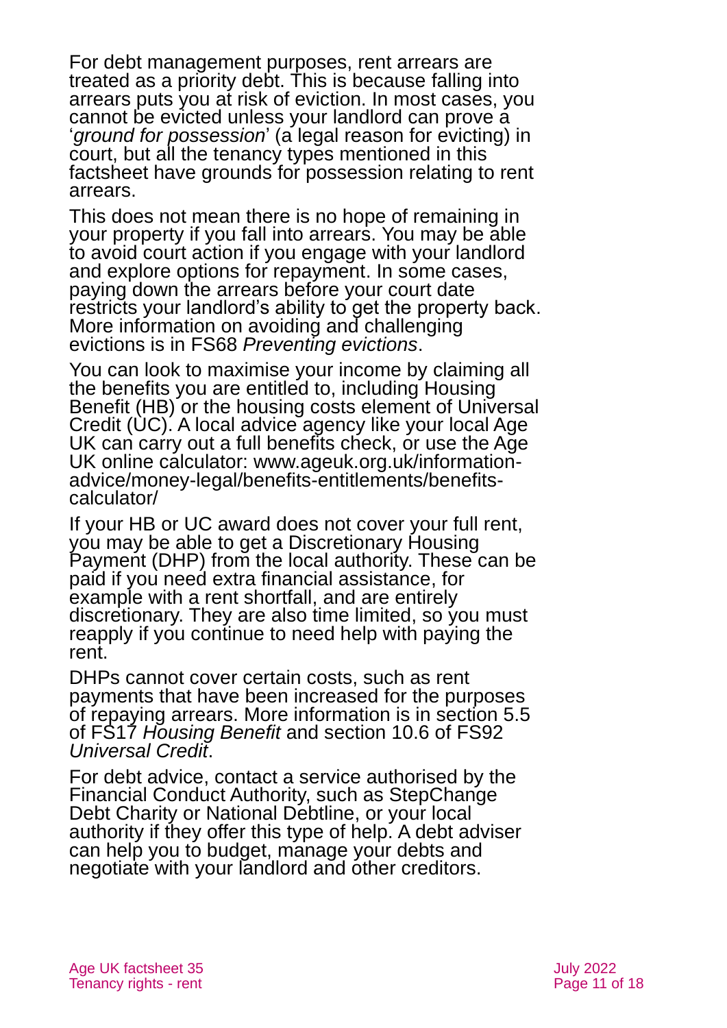For debt management purposes, rent arrears are treated as a priority debt. This is because falling into arrears puts you at risk of eviction. In most cases, you cannot be evicted unless your landlord can prove a '*ground for possession*' (a legal reason for evicting) in court, but all the tenancy types mentioned in this factsheet have grounds for possession relating to rent arrears.

This does not mean there is no hope of remaining in your property if you fall into arrears. You may be able to avoid court action if you engage with your landlord and explore options for repayment. In some cases, paying down the arrears before your court date restricts your landlord's ability to get the property back. More information on avoiding and challenging evictions is in FS68 *Preventing evictions*.

You can look to maximise your income by claiming all the benefits you are entitled to, including Housing Benefit (HB) or the housing costs element of Universal Credit (UC). A local advice agency like your local Age UK can carry out a full benefits check, or use the Age UK online calculator: www.ageuk.org.uk/information-advice/money-legal/benefits-entitlements/benefits-calculator/

If your HB or UC award does not cover your full rent, you may be able to get a Discretionary Housing Payment (DHP) from the local authority. These can be paid if you need extra financial assistance, for example with a rent shortfall, and are entirely discretionary. They are also time limited, so you must reapply if you continue to need help with paying the rent.

DHPs cannot cover certain costs, such as rent payments that have been increased for the purposes of repaying arrears. More information is in section 5.5 of FS17 *Housing Benefit* and section 10.6 of FS92 *Universal Credit*.

For debt advice, contact a service authorised by the Financial Conduct Authority, such as StepChange Debt Charity or National Debtline, or your local authority if they offer this type of help. A debt adviser can help you to budget, manage your debts and negotiate with your landlord and other creditors.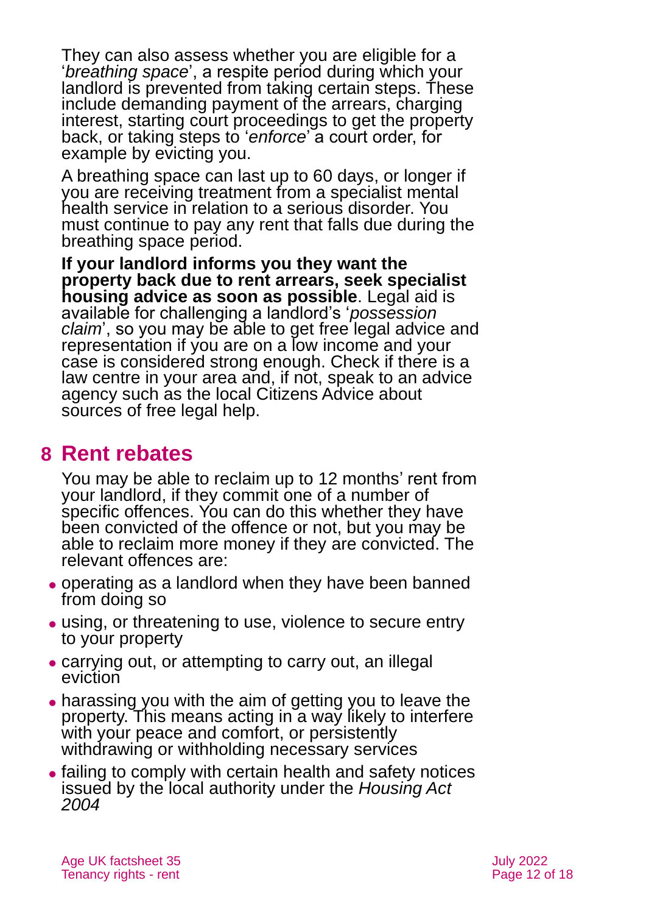They can also assess whether you are eligible for a '*breathing space*', a respite period during which your landlord is prevented from taking certain steps. These include demanding payment of the arrears, charging interest, starting court proceedings to get the property back, or taking steps to '*enforce*' a court order, for example by evicting you.

A breathing space can last up to 60 days, or longer if you are receiving treatment from a specialist mental health service in relation to a serious disorder. You must continue to pay any rent that falls due during the breathing space period.

**If your landlord informs you they want the property back due to rent arrears, seek specialist housing advice as soon as possible**. Legal aid is available for challenging a landlord's '*possession claim*', so you may be able to get free legal advice and representation if you are on a low income and your case is considered strong enough. Check if there is a law centre in your area and, if not, speak to an advice agency such as the local Citizens Advice about sources of free legal help.

## 8 Rent rebates

You may be able to reclaim up to 12 months' rent from your landlord, if they commit one of a number of specific offences. You can do this whether they have been convicted of the offence or not, but you may be able to reclaim more money if they are convicted. The relevant offences are:

- operating as a landlord when they have been banned from doing so
- using, or threatening to use, violence to secure entry to your property
- carrying out, or attempting to carry out, an illegal eviction
- harassing you with the aim of getting you to leave the property. This means acting in a way likely to interfere with your peace and comfort, or persistently withdrawing or withholding necessary services
- failing to comply with certain health and safety notices issued by the local authority under the *Housing Act 2004*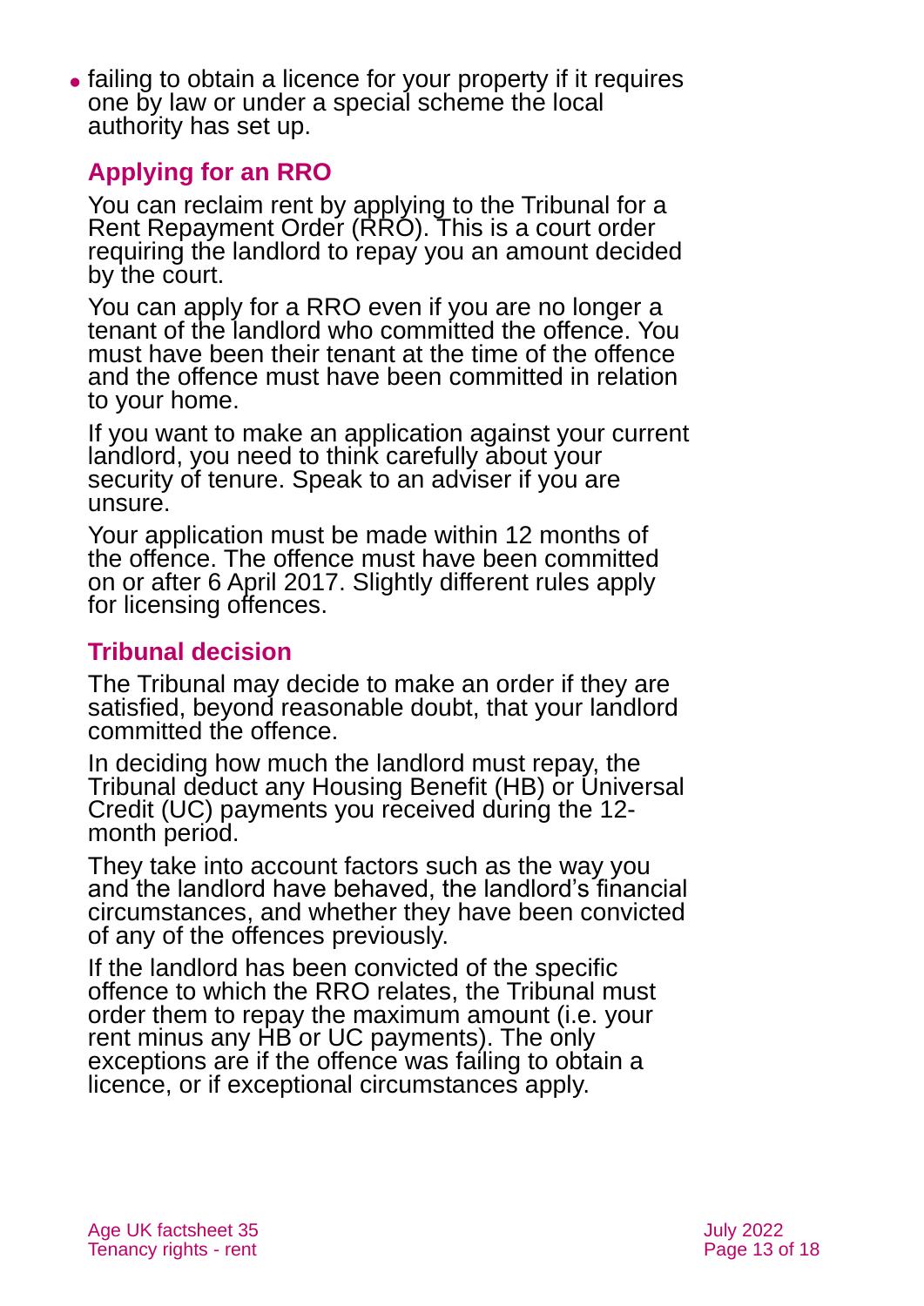- failing to obtain a licence for your property if it requires one by law or under a special scheme the local authority has set up.

### Applying for an RRO

You can reclaim rent by applying to the Tribunal for a Rent Repayment Order (RRO). This is a court order requiring the landlord to repay you an amount decided by the court.

You can apply for a RRO even if you are no longer a tenant of the landlord who committed the offence. You must have been their tenant at the time of the offence and the offence must have been committed in relation to your home.

If you want to make an application against your current landlord, you need to think carefully about your security of tenure. Speak to an adviser if you are unsure.

Your application must be made within 12 months of the offence. The offence must have been committed on or after 6 April 2017. Slightly different rules apply for licensing offences.

### Tribunal decision

The Tribunal may decide to make an order if they are satisfied, beyond reasonable doubt, that your landlord committed the offence.

In deciding how much the landlord must repay, the Tribunal deduct any Housing Benefit (HB) or Universal Credit (UC) payments you received during the 12-month period.

They take into account factors such as the way you and the landlord have behaved, the landlord's financial circumstances, and whether they have been convicted of any of the offences previously.

If the landlord has been convicted of the specific offence to which the RRO relates, the Tribunal must order them to repay the maximum amount (i.e. your rent minus any HB or UC payments). The only exceptions are if the offence was failing to obtain a licence, or if exceptional circumstances apply.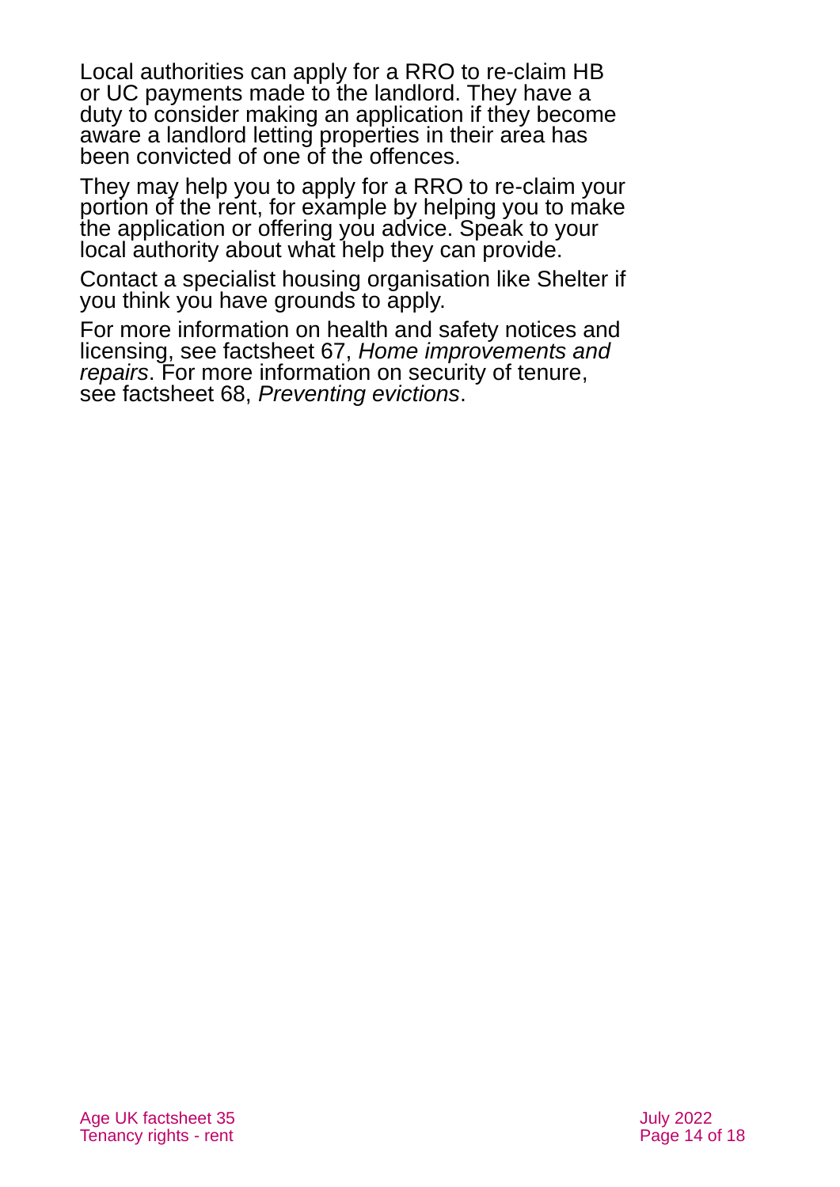Local authorities can apply for a RRO to re-claim HB or UC payments made to the landlord. They have a duty to consider making an application if they become aware a landlord letting properties in their area has been convicted of one of the offences.

They may help you to apply for a RRO to re-claim your portion of the rent, for example by helping you to make the application or offering you advice. Speak to your local authority about what help they can provide.

Contact a specialist housing organisation like Shelter if you think you have grounds to apply.

For more information on health and safety notices and licensing, see factsheet 67, *Home improvements and repairs*. For more information on security of tenure, see factsheet 68, *Preventing evictions*.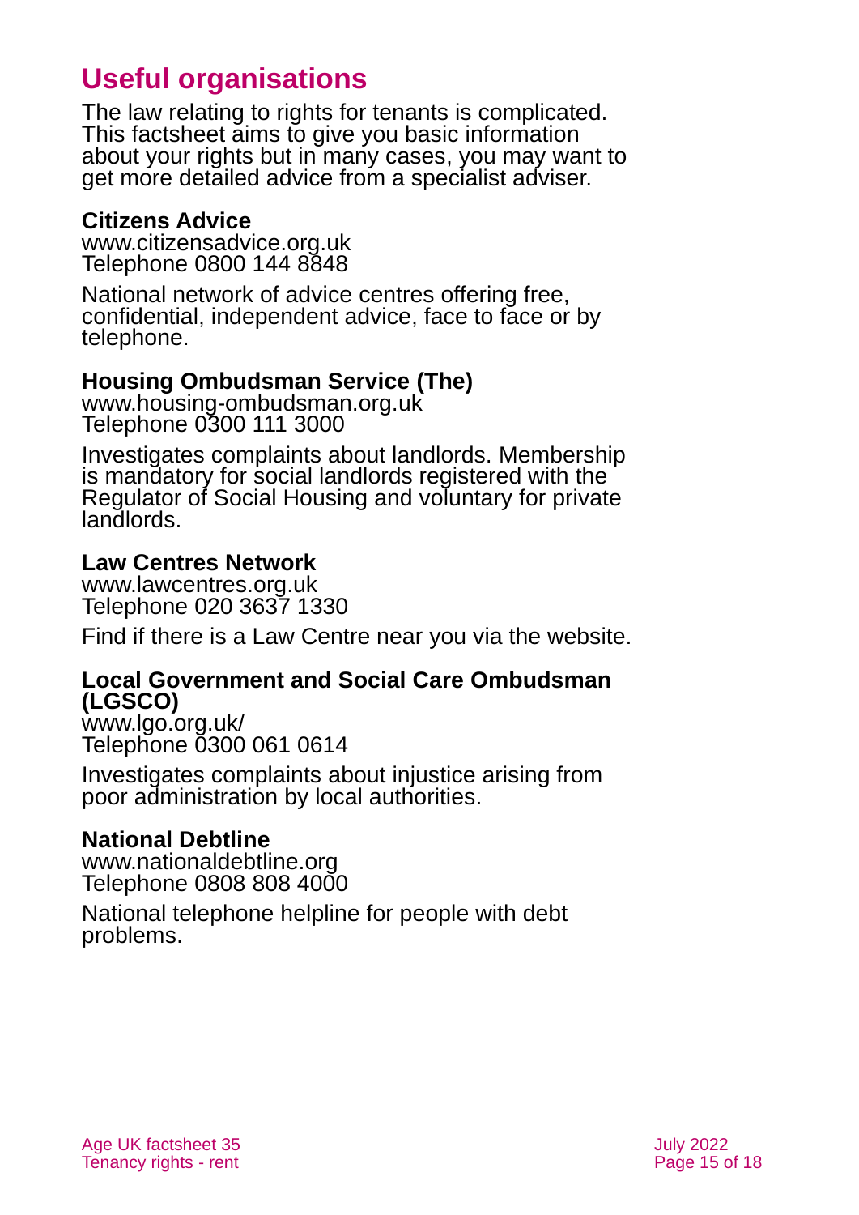## Useful organisations

The law relating to rights for tenants is complicated. This factsheet aims to give you basic information about your rights but in many cases, you may want to get more detailed advice from a specialist adviser.

**Citizens Advice**
www.citizensadvice.org.uk
Telephone 0800 144 8848

National network of advice centres offering free, confidential, independent advice, face to face or by telephone.

**Housing Ombudsman Service (The)**
www.housing-ombudsman.org.uk
Telephone 0300 111 3000

Investigates complaints about landlords. Membership is mandatory for social landlords registered with the Regulator of Social Housing and voluntary for private landlords.

**Law Centres Network**
www.lawcentres.org.uk
Telephone 020 3637 1330

Find if there is a Law Centre near you via the website.

**Local Government and Social Care Ombudsman (LGSCO)**
www.lgo.org.uk/
Telephone 0300 061 0614

Investigates complaints about injustice arising from poor administration by local authorities.

**National Debtline**
www.nationaldebtline.org
Telephone 0808 808 4000

National telephone helpline for people with debt problems.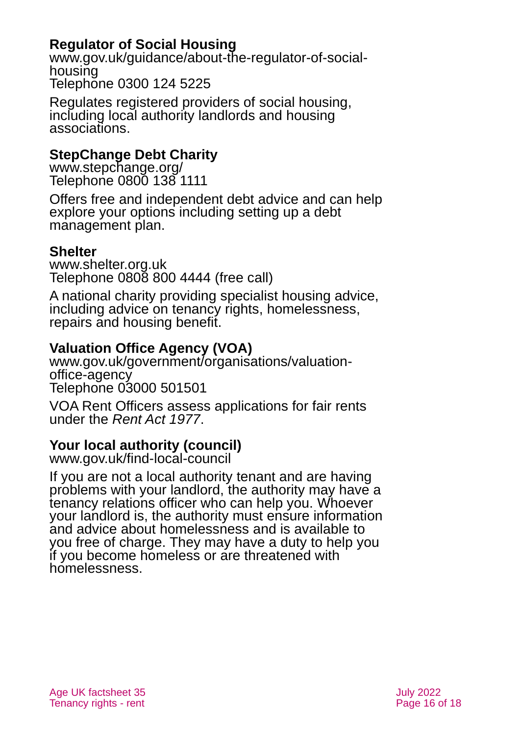**Regulator of Social Housing**
www.gov.uk/guidance/about-the-regulator-of-social-housing
Telephone 0300 124 5225

Regulates registered providers of social housing, including local authority landlords and housing associations.

**StepChange Debt Charity**
www.stepchange.org/
Telephone 0800 138 1111

Offers free and independent debt advice and can help explore your options including setting up a debt management plan.

**Shelter**
www.shelter.org.uk
Telephone 0808 800 4444 (free call)

A national charity providing specialist housing advice, including advice on tenancy rights, homelessness, repairs and housing benefit.

**Valuation Office Agency (VOA)**
www.gov.uk/government/organisations/valuation-office-agency
Telephone 03000 501501

VOA Rent Officers assess applications for fair rents under the *Rent Act 1977*.

**Your local authority (council)**
www.gov.uk/find-local-council

If you are not a local authority tenant and are having problems with your landlord, the authority may have a tenancy relations officer who can help you. Whoever your landlord is, the authority must ensure information and advice about homelessness and is available to you free of charge. They may have a duty to help you if you become homeless or are threatened with homelessness.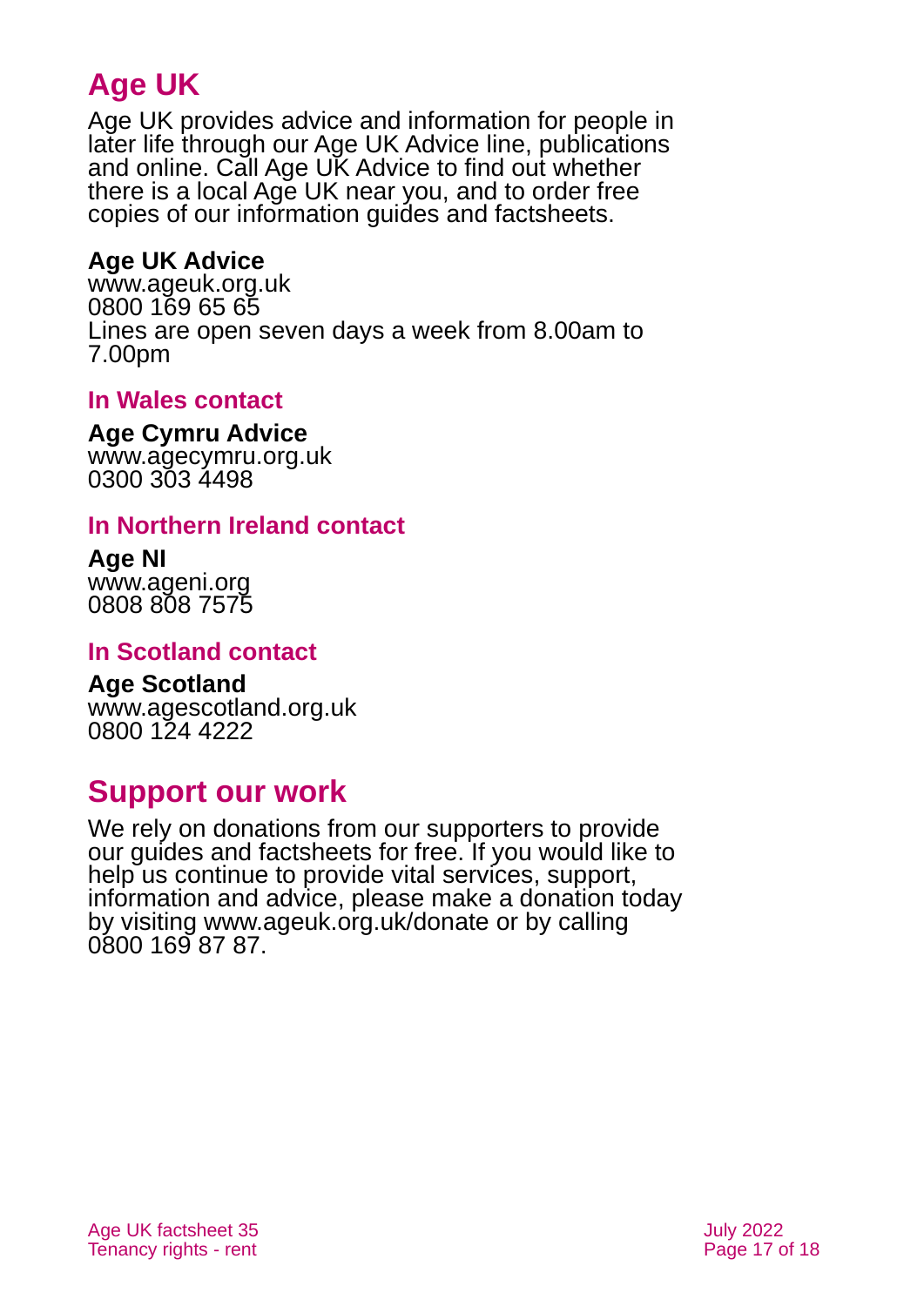## Age UK

Age UK provides advice and information for people in later life through our Age UK Advice line, publications and online. Call Age UK Advice to find out whether there is a local Age UK near you, and to order free copies of our information guides and factsheets.

**Age UK Advice**
www.ageuk.org.uk
0800 169 65 65
Lines are open seven days a week from 8.00am to 7.00pm

### In Wales contact

**Age Cymru Advice**
www.agecymru.org.uk
0300 303 4498

### In Northern Ireland contact

**Age NI**
www.ageni.org
0808 808 7575

### In Scotland contact

**Age Scotland**
www.agescotland.org.uk
0800 124 4222

## Support our work

We rely on donations from our supporters to provide our guides and factsheets for free. If you would like to help us continue to provide vital services, support, information and advice, please make a donation today by visiting www.ageuk.org.uk/donate or by calling 0800 169 87 87.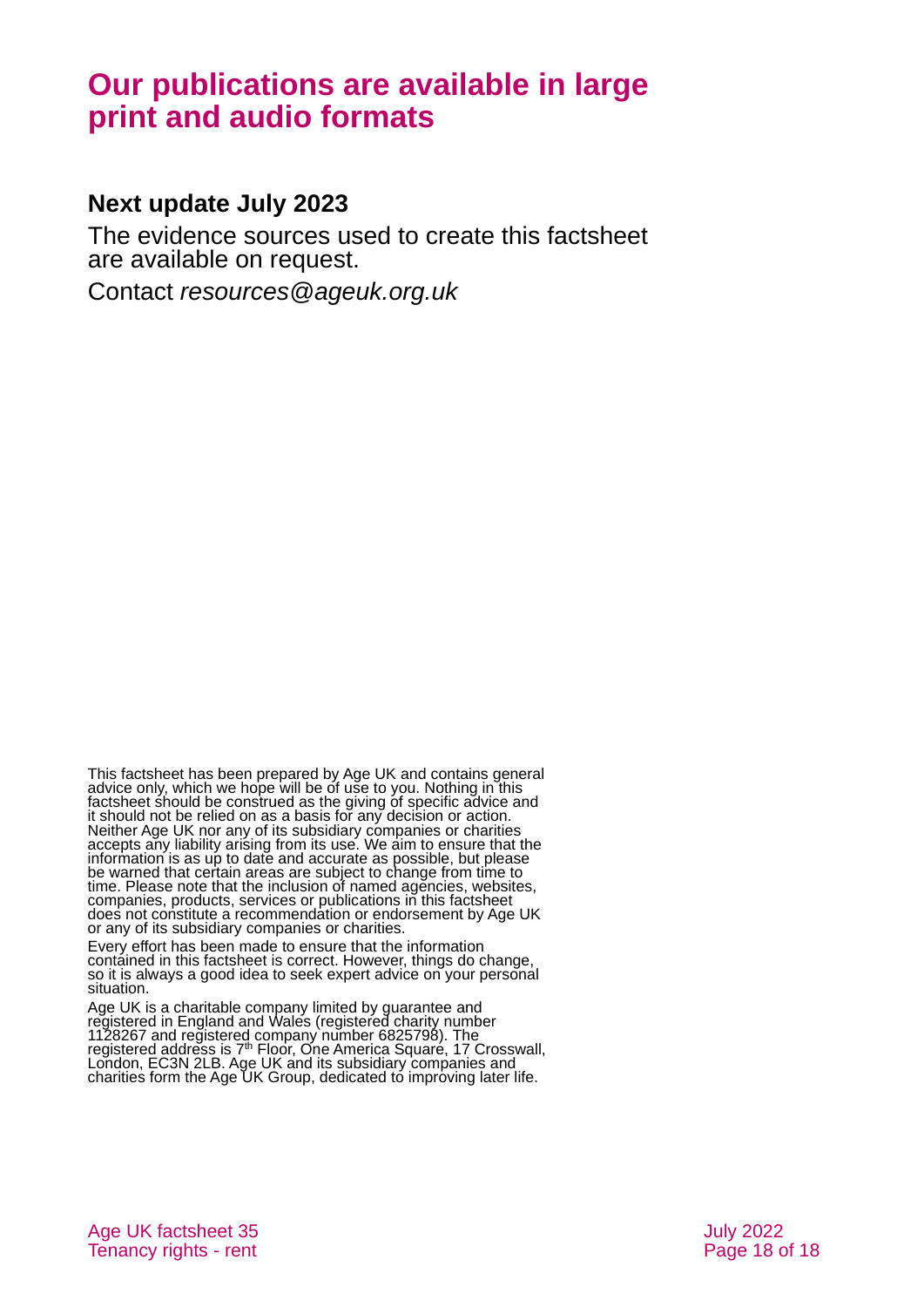# Our publications are available in large print and audio formats

## Next update July 2023

The evidence sources used to create this factsheet are available on request.

Contact *resources@ageuk.org.uk*

This factsheet has been prepared by Age UK and contains general advice only, which we hope will be of use to you. Nothing in this factsheet should be construed as the giving of specific advice and it should not be relied on as a basis for any decision or action. Neither Age UK nor any of its subsidiary companies or charities accepts any liability arising from its use. We aim to ensure that the information is as up to date and accurate as possible, but please be warned that certain areas are subject to change from time to time. Please note that the inclusion of named agencies, websites, companies, products, services or publications in this factsheet does not constitute a recommendation or endorsement by Age UK or any of its subsidiary companies or charities.

Every effort has been made to ensure that the information contained in this factsheet is correct. However, things do change, so it is always a good idea to seek expert advice on your personal situation.

Age UK is a charitable company limited by guarantee and registered in England and Wales (registered charity number 1128267 and registered company number 6825798). The registered address is 7th Floor, One America Square, 17 Crosswall, London, EC3N 2LB. Age UK and its subsidiary companies and charities form the Age UK Group, dedicated to improving later life.